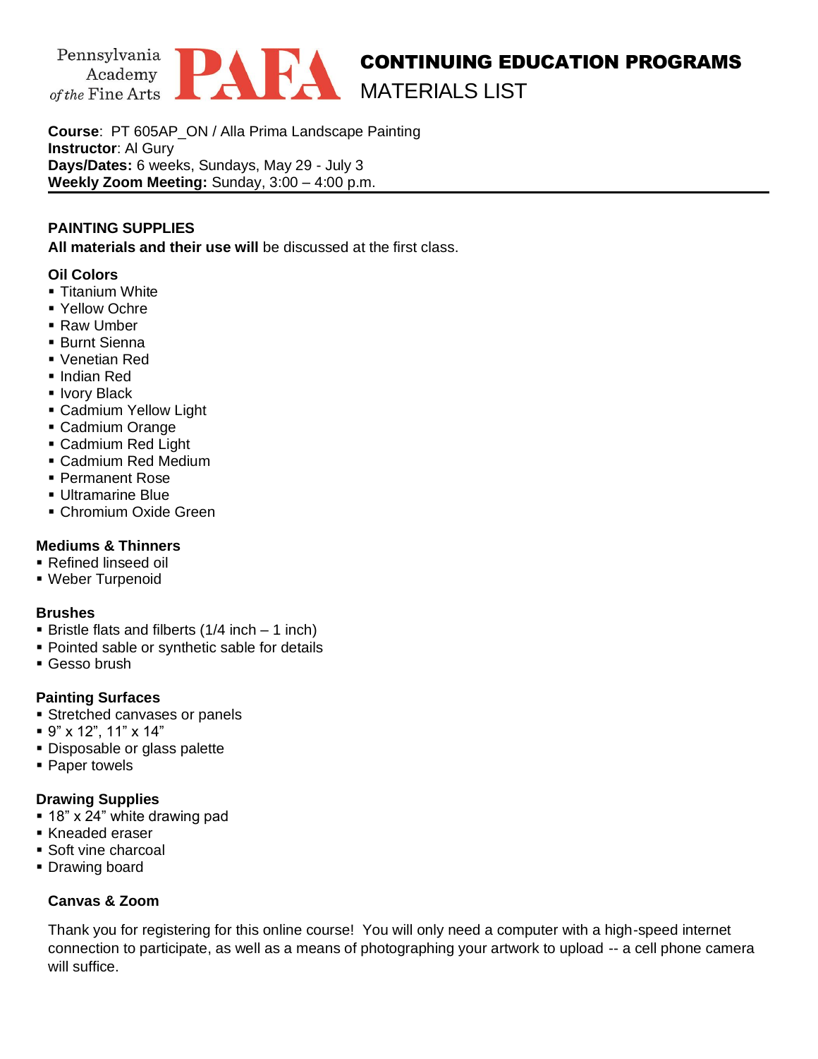Pennsylvania Academy of the Fine Arts **PAFA**

# CONTINUING EDUCATION PROGRAMS
## MATERIALS LIST

**Course**: PT 605AP_ON / Alla Prima Landscape Painting
**Instructor**: Al Gury
**Days/Dates:** 6 weeks, Sundays, May 29 - July 3
**Weekly Zoom Meeting:** Sunday, 3:00 – 4:00 p.m.

---

### PAINTING SUPPLIES

**All materials and their use will** be discussed at the first class.

#### Oil Colors

- Titanium White
- Yellow Ochre
- Raw Umber
- Burnt Sienna
- Venetian Red
- Indian Red
- Ivory Black
- Cadmium Yellow Light
- Cadmium Orange
- Cadmium Red Light
- Cadmium Red Medium
- Permanent Rose
- Ultramarine Blue
- Chromium Oxide Green

#### Mediums & Thinners

- Refined linseed oil
- Weber Turpenoid

#### Brushes

- Bristle flats and filberts (1/4 inch – 1 inch)
- Pointed sable or synthetic sable for details
- Gesso brush

#### Painting Surfaces

- Stretched canvases or panels
- 9" x 12", 11" x 14"
- Disposable or glass palette
- Paper towels

#### Drawing Supplies

- 18" x 24" white drawing pad
- Kneaded eraser
- Soft vine charcoal
- Drawing board

#### Canvas & Zoom

Thank you for registering for this online course! You will only need a computer with a high-speed internet connection to participate, as well as a means of photographing your artwork to upload -- a cell phone camera will suffice.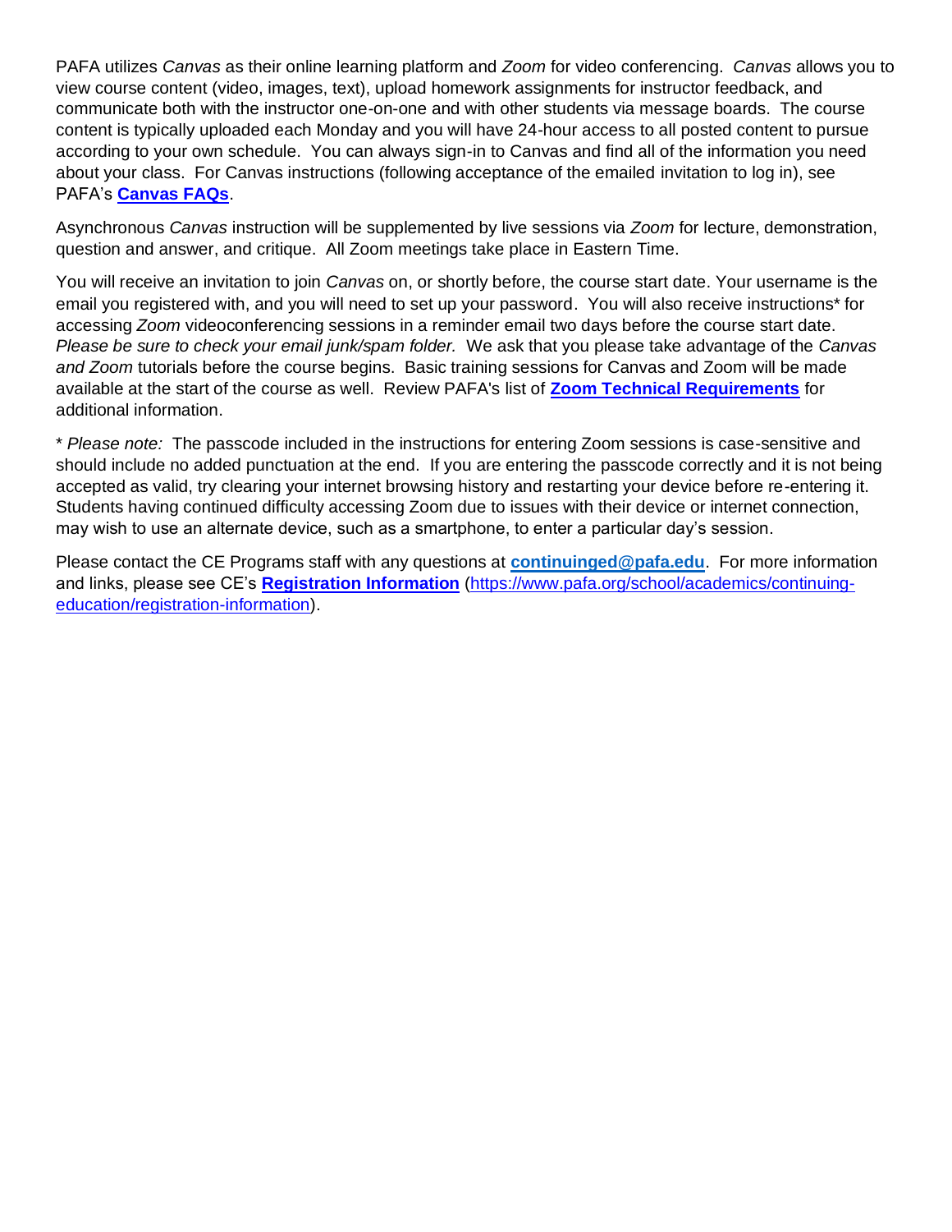PAFA utilizes *Canvas* as their online learning platform and *Zoom* for video conferencing. *Canvas* allows you to view course content (video, images, text), upload homework assignments for instructor feedback, and communicate both with the instructor one-on-one and with other students via message boards. The course content is typically uploaded each Monday and you will have 24-hour access to all posted content to pursue according to your own schedule. You can always sign-in to Canvas and find all of the information you need about your class. For Canvas instructions (following acceptance of the emailed invitation to log in), see PAFA's **Canvas FAQs**.

Asynchronous *Canvas* instruction will be supplemented by live sessions via *Zoom* for lecture, demonstration, question and answer, and critique. All Zoom meetings take place in Eastern Time.

You will receive an invitation to join *Canvas* on, or shortly before, the course start date. Your username is the email you registered with, and you will need to set up your password. You will also receive instructions* for accessing *Zoom* videoconferencing sessions in a reminder email two days before the course start date. *Please be sure to check your email junk/spam folder.* We ask that you please take advantage of the *Canvas and Zoom* tutorials before the course begins. Basic training sessions for Canvas and Zoom will be made available at the start of the course as well. Review PAFA's list of **Zoom Technical Requirements** for additional information.

* *Please note:* The passcode included in the instructions for entering Zoom sessions is case-sensitive and should include no added punctuation at the end. If you are entering the passcode correctly and it is not being accepted as valid, try clearing your internet browsing history and restarting your device before re-entering it. Students having continued difficulty accessing Zoom due to issues with their device or internet connection, may wish to use an alternate device, such as a smartphone, to enter a particular day's session.

Please contact the CE Programs staff with any questions at **continuinged@pafa.edu**. For more information and links, please see CE's **Registration Information** (https://www.pafa.org/school/academics/continuing-education/registration-information).